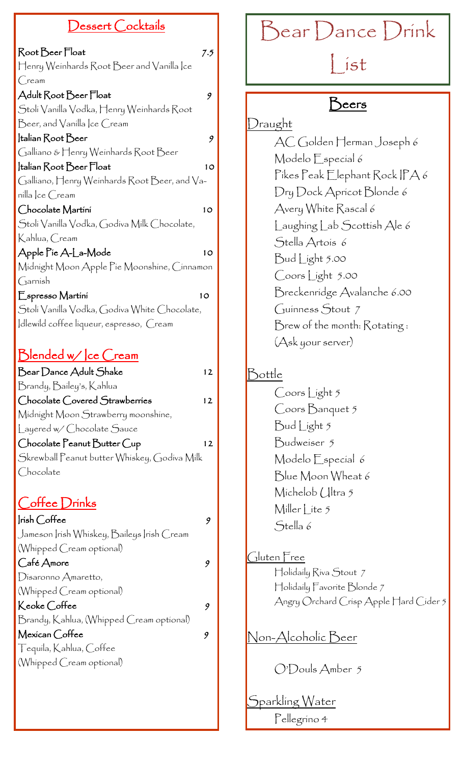# Bear Dance Drink List

## Dessert Cocktails

**Root Beer Float** 7.5
Henry Weinhards Root Beer and Vanilla Ice Cream

**Adult Root Beer Float** 9
Stoli Vanilla Vodka, Henry Weinhards Root Beer, and Vanilla Ice Cream

**Italian Root Beer** 9
Galliano & Henry Weinhards Root Beer

**Italian Root Beer Float** 10
Galliano, Henry Weinhards Root Beer, and Vanilla Ice Cream

**Chocolate Martini** 10
Stoli Vanilla Vodka, Godiva Milk Chocolate, Kahlua, Cream

**Apple Pie A-La-Mode** 10
Midnight Moon Apple Pie Moonshine, Cinnamon Garnish

**Espresso Martini** 10
Stoli Vanilla Vodka, Godiva White Chocolate, Idlewild coffee liqueur, espresso, Cream

## Blended w/ Ice Cream

**Bear Dance Adult Shake** 12
Brandy, Bailey's, Kahlua

**Chocolate Covered Strawberries** 12
Midnight Moon Strawberry moonshine, Layered w/ Chocolate Sauce

**Chocolate Peanut Butter Cup** 12
Skrewball Peanut butter Whiskey, Godiva Milk Chocolate

## Coffee Drinks

**Irish Coffee** 9
Jameson Irish Whiskey, Baileys Irish Cream (Whipped Cream optional)

**Café Amore** 9
Disaronno Amaretto, (Whipped Cream optional)

**Keoke Coffee** 9
Brandy, Kahlua, (Whipped Cream optional)

**Mexican Coffee** 9
Tequila, Kahlua, Coffee (Whipped Cream optional)

## Beers

### Draught

- AC Golden Herman Joseph 6
- Modelo Especial 6
- Pikes Peak Elephant Rock IPA 6
- Dry Dock Apricot Blonde 6
- Avery White Rascal 6
- Laughing Lab Scottish Ale 6
- Stella Artois 6
- Bud Light 5.00
- Coors Light 5.00
- Breckenridge Avalanche 6.00
- Guinness Stout 7
- Brew of the month: Rotating : (Ask your server)

### Bottle

- Coors Light 5
- Coors Banquet 5
- Bud Light 5
- Budweiser 5
- Modelo Especial 6
- Blue Moon Wheat 6
- Michelob Ultra 5
- Miller Lite 5
- Stella 6

### Gluten Free

- Holidaily Riva Stout 7
- Holidaily Favorite Blonde 7
- Angry Orchard Crisp Apple Hard Cider 5

### Non-Alcoholic Beer

- O'Douls Amber 5

### Sparkling Water

- Pellegrino 4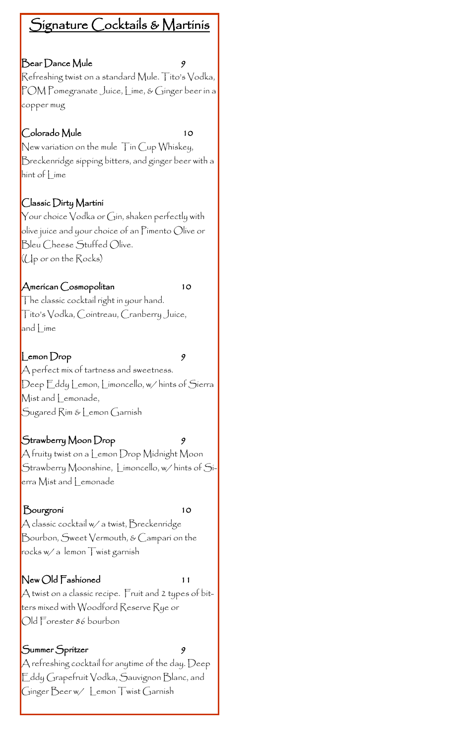# Signature Cocktails & Martinis

**Bear Dance Mule** 9

Refreshing twist on a standard Mule. Tito's Vodka, POM Pomegranate Juice, Lime, & Ginger beer in a copper mug

**Colorado Mule** 10

New variation on the mule Tin Cup Whiskey, Breckenridge sipping bitters, and ginger beer with a hint of Lime

**Classic Dirty Martini**

Your choice Vodka or Gin, shaken perfectly with olive juice and your choice of an Pimento Olive or Bleu Cheese Stuffed Olive.
(Up or on the Rocks)

**American Cosmopolitan** 10

The classic cocktail right in your hand.
Tito's Vodka, Cointreau, Cranberry Juice, and Lime

**Lemon Drop** 9

A perfect mix of tartness and sweetness.
Deep Eddy Lemon, Limoncello, w/ hints of Sierra Mist and Lemonade,
Sugared Rim & Lemon Garnish

**Strawberry Moon Drop** 9

A fruity twist on a Lemon Drop Midnight Moon Strawberry Moonshine, Limoncello, w/ hints of Sierra Mist and Lemonade

**Bourgroni** 10

A classic cocktail w/ a twist, Breckenridge Bourbon, Sweet Vermouth, & Campari on the rocks w/ a lemon Twist garnish

**New Old Fashioned** 11

A twist on a classic recipe. Fruit and 2 types of bitters mixed with Woodford Reserve Rye or Old Forester 86 bourbon

**Summer Spritzer** 9

A refreshing cocktail for anytime of the day. Deep Eddy Grapefruit Vodka, Sauvignon Blanc, and Ginger Beer w/ Lemon Twist Garnish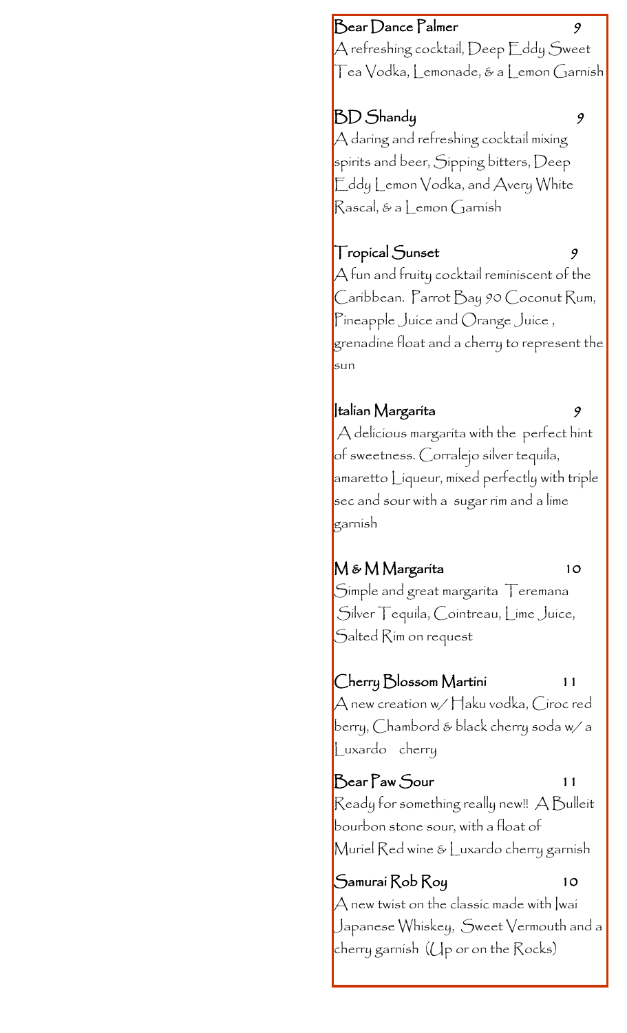**Bear Dance Palmer** 9

A refreshing cocktail, Deep Eddy Sweet Tea Vodka, Lemonade, & a Lemon Garnish

**BD Shandy** 9

A daring and refreshing cocktail mixing spirits and beer, Sipping bitters, Deep Eddy Lemon Vodka, and Avery White Rascal, & a Lemon Garnish

**Tropical Sunset** 9

A fun and fruity cocktail reminiscent of the Caribbean. Parrot Bay 90 Coconut Rum, Pineapple Juice and Orange Juice , grenadine float and a cherry to represent the sun

**Italian Margarita** 9

A delicious margarita with the perfect hint of sweetness. Corralejo silver tequila, amaretto Liqueur, mixed perfectly with triple sec and sour with a sugar rim and a lime garnish

**M & M Margarita** 10

Simple and great margarita Teremana Silver Tequila, Cointreau, Lime Juice, Salted Rim on request

**Cherry Blossom Martini** 11

A new creation w/ Haku vodka, Ciroc red berry, Chambord & black cherry soda w/ a Luxardo cherry

**Bear Paw Sour** 11

Ready for something really new!! A Bulleit bourbon stone sour, with a float of Muriel Red wine & Luxardo cherry garnish

**Samurai Rob Roy** 10

A new twist on the classic made with Iwai Japanese Whiskey, Sweet Vermouth and a cherry garnish (Up or on the Rocks)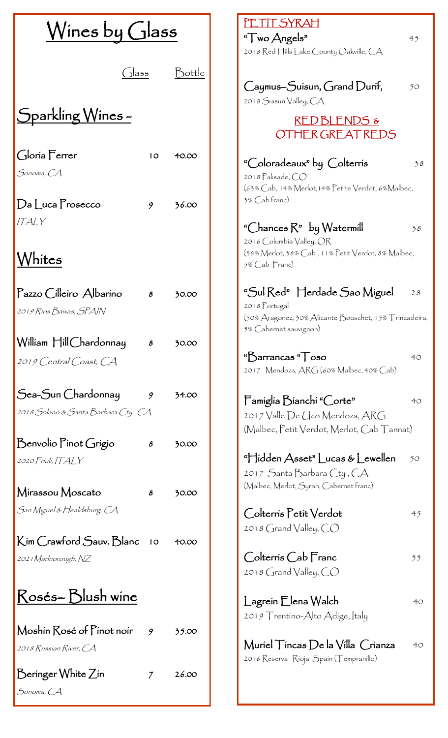# Wines by Glass

| | Glass | Bottle |
|---|---|---|

## Sparkling Wines -

| | Glass | Bottle |
|---|---|---|
| Gloria Ferrer<br>*Sonoma, CA* | 10 | 40.00 |
| Da Luca Prosecco<br>*ITALY* | 9 | 36.00 |

## Whites

| | Glass | Bottle |
|---|---|---|
| Pazzo Cilleiro Albarino<br>*2019 Rios Baixas, SPAIN* | 8 | 30.00 |
| William Hill Chardonnay<br>*2019 Central Coast, CA* | 8 | 30.00 |
| Sea-Sun Chardonnay<br>*2018 Solano & Santa Barbara Cty, CA* | 9 | 34.00 |
| Benvolio Pinot Grigio<br>*2020 Friuli, ITALY* | 8 | 30.00 |
| Mirassou Moscato<br>*San Miguel & Healdsburg, CA* | 8 | 30.00 |
| Kim Crawford Sauv. Blanc<br>*2021 Marlborough, NZ* | 10 | 40.00 |

## Rosés– Blush wine

| | Glass | Bottle |
|---|---|---|
| Moshin Rosé of Pinot noir<br>*2018 Russian River, CA* | 9 | 35.00 |
| Beringer White Zin<br>*Sonoma, CA* | 7 | 26.00 |

## PETIT SYRAH

"Two Angels" — 45
2018 Red Hills Lake County Oakville, CA

Caymus-Suisun, Grand Durif, — 50
2018 Suisun Valley, CA

## RED BLENDS & OTHER GREAT REDS

"Coloradeaux" by Colterris — 38
2018 Palisade, CO
(63% Cab, 14% Merlot, 14% Petite Verdot, 6% Malbec, 3% Cab franc)

"Chances R" by Watermill — 38
2016 Columbia Valley, OR
(38% Merlot, 38% Cab, 11% Petit Verdot, 8% Malbec, 5% Cab Franc)

"Sul Red" Herdade Sao Miguel — 28
2018 Portugal
(50% Aragonez, 30% Alicante Bouschet, 15% Trincadeira, 5% Cabernet sauvignon)

"Barrancas "Toso — 40
2017 Mendoza, ARG (60% Malbec, 40% Cab)

Famiglia Bianchi "Corte" — 40
2017 Valle De Uco Mendoza, ARG
(Malbec, Petit Verdot, Merlot, Cab Tannat)

"Hidden Asset" Lucas & Lewellen — 50
2017 Santa Barbara Cty, CA
(Malbec, Merlot, Syrah, Cabernet franc)

Colterris Petit Verdot — 45
2018 Grand Valley, CO

Colterris Cab Franc — 55
2018 Grand Valley, CO

Lagrein Elena Walch — 40
2019 Trentino-Alto Adige, Italy

Muriel Tincas De la Villa Crianza — 40
2016 Reserva Rioja Spain (Tempranillo)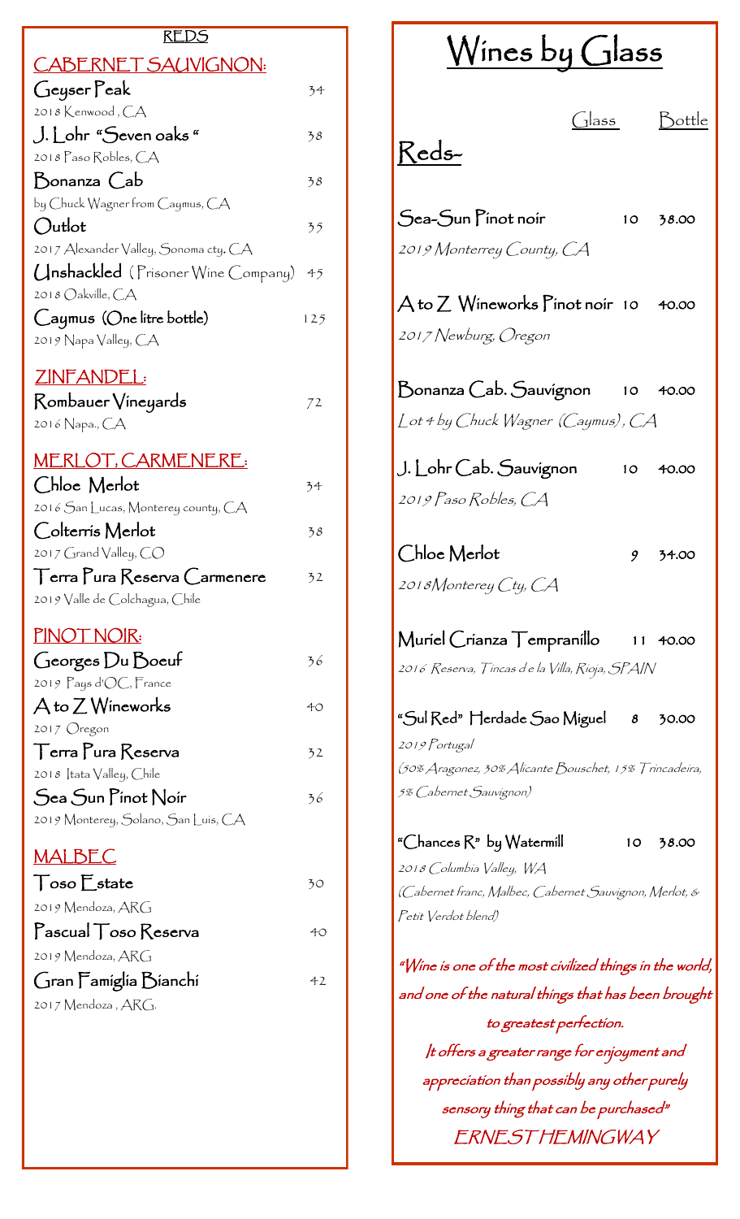## REDS

### CABERNET SAUVIGNON:

**Geyser Peak** 34
2018 Kenwood, CA

**J. Lohr "Seven oaks"** 38
2018 Paso Robles, CA

**Bonanza Cab** 38
by Chuck Wagner from Caymus, CA

**Outlot** 35
2017 Alexander Valley, Sonoma cty. CA

**Unshackled** (Prisoner Wine Company) 45
2018 Oakville, CA

**Caymus (One litre bottle)** 125
2019 Napa Valley, CA

### ZINFANDEL:

**Rombauer Vineyards** 72
2016 Napa., CA

### MERLOT, CARMENERE:

**Chloe Merlot** 34
2016 San Lucas, Monterey county, CA

**Colterris Merlot** 38
2017 Grand Valley, CO

**Terra Pura Reserva Carmenere** 32
2019 Valle de Colchagua, Chile

### PINOT NOIR:

**Georges Du Boeuf** 36
2019 Pays d'OC, France

**A to Z Wineworks** 40
2017 Oregon

**Terra Pura Reserva** 32
2018 Itata Valley, Chile

**Sea Sun Pinot Noir** 36
2019 Monterey, Solano, San Luis, CA

### MALBEC

**Toso Estate** 30
2019 Mendoza, ARG

**Pascual Toso Reserva** 40
2019 Mendoza, ARG

**Gran Famiglia Bianchi** 42
2017 Mendoza, ARG.

# Wines by Glass

## Reds-

| | Glass | Bottle |
|---|---|---|
| **Sea-Sun Pinot noir**<br>*2019 Monterrey County, CA* | 10 | 38.00 |
| **A to Z Wineworks Pinot noir**<br>*2017 Newburg, Oregon* | 10 | 40.00 |
| **Bonanza Cab. Sauvignon**<br>*Lot 4 by Chuck Wagner (Caymus), CA* | 10 | 40.00 |
| **J. Lohr Cab. Sauvignon**<br>*2019 Paso Robles, CA* | 10 | 40.00 |
| **Chloe Merlot**<br>*2018Monterey Cty, CA* | 9 | 34.00 |
| **Muriel Crianza Tempranillo**<br>*2016 Reserva, Fincas de la Villa, Rioja, SPAIN* | 11 | 40.00 |
| **"Sul Red" Herdade Sao Miguel**<br>*2019 Portugal*<br>*(50% Aragonez, 30% Alicante Bouschet, 15% Trincadeira, 5% Cabernet Sauvignon)* | 8 | 30.00 |
| **"Chances R" by Watermill**<br>*2018 Columbia Valley, WA*<br>*(Cabernet franc, Malbec, Cabernet Sauvignon, Merlot, & Petit Verdot blend)* | 10 | 38.00 |

*"Wine is one of the most civilized things in the world, and one of the natural things that has been brought to greatest perfection.*
*It offers a greater range for enjoyment and appreciation than possibly any other purely sensory thing that can be purchased"*
*ERNEST HEMINGWAY*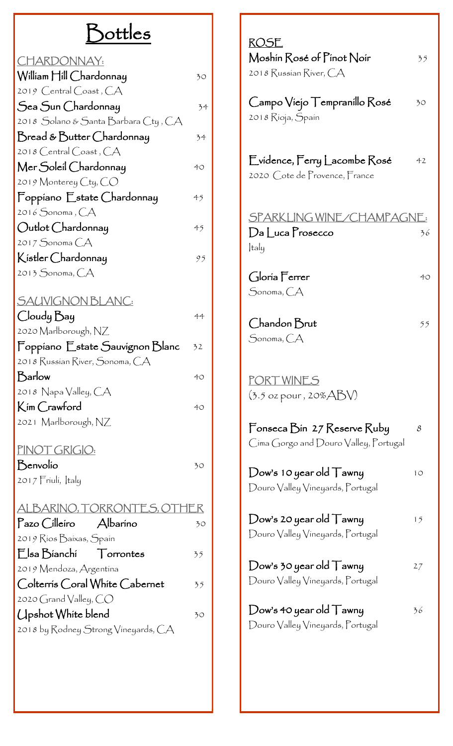# Bottles

## CHARDONNAY:

**William Hill Chardonnay** 30
2019 Central Coast, CA

**Sea Sun Chardonnay** 34
2018 Solano & Santa Barbara Cty, CA

**Bread & Butter Chardonnay** 34
2018 Central Coast, CA

**Mer Soleil Chardonnay** 40
2019 Monterey Cty, CO

**Foppiano Estate Chardonnay** 45
2016 Sonoma, CA

**Outlot Chardonnay** 45
2017 Sonoma CA

**Kistler Chardonnay** 95
2013 Sonoma, CA

## SAUVIGNON BLANC:

**Cloudy Bay** 44
2020 Marlborough, NZ

**Foppiano Estate Sauvignon Blanc** 32
2018 Russian River, Sonoma, CA

**Barlow** 40
2018 Napa Valley, CA

**Kim Crawford** 40
2021 Marlborough, NZ

## PINOT GRIGIO:

**Benvolio** 30
2017 Friuli, Italy

## ALBARINO, TORRONTES, OTHER

**Pazo Cilleiro Albarino** 30
2019 Rios Baixas, Spain

**Elsa Bianchi Torrontes** 35
2019 Mendoza, Argentina

**Colterris Coral White Cabernet** 35
2020 Grand Valley, CO

**Upshot White blend** 30
2018 by Rodney Strong Vineyards, CA

## ROSE

**Moshin Rosé of Pinot Noir** 35
2018 Russian River, CA

**Campo Viejo Tempranillo Rosé** 30
2018 Rioja, Spain

**Evidence, Ferry Lacombe Rosé** 42
2020 Cote de Provence, France

## SPARKLING WINE/CHAMPAGNE:

**Da Luca Prosecco** 36
Italy

**Gloria Ferrer** 40
Sonoma, CA

**Chandon Brut** 55
Sonoma, CA

## PORT WINES

(3.5 oz pour, 20%ABV)

**Fonseca Bin 27 Reserve Ruby** 8
Cima Gorgo and Douro Valley, Portugal

**Dow's 10 year old Tawny** 10
Douro Valley Vineyards, Portugal

**Dow's 20 year old Tawny** 15
Douro Valley Vineyards, Portugal

**Dow's 30 year old Tawny** 27
Douro Valley Vineyards, Portugal

**Dow's 40 year old Tawny** 36
Douro Valley Vineyards, Portugal